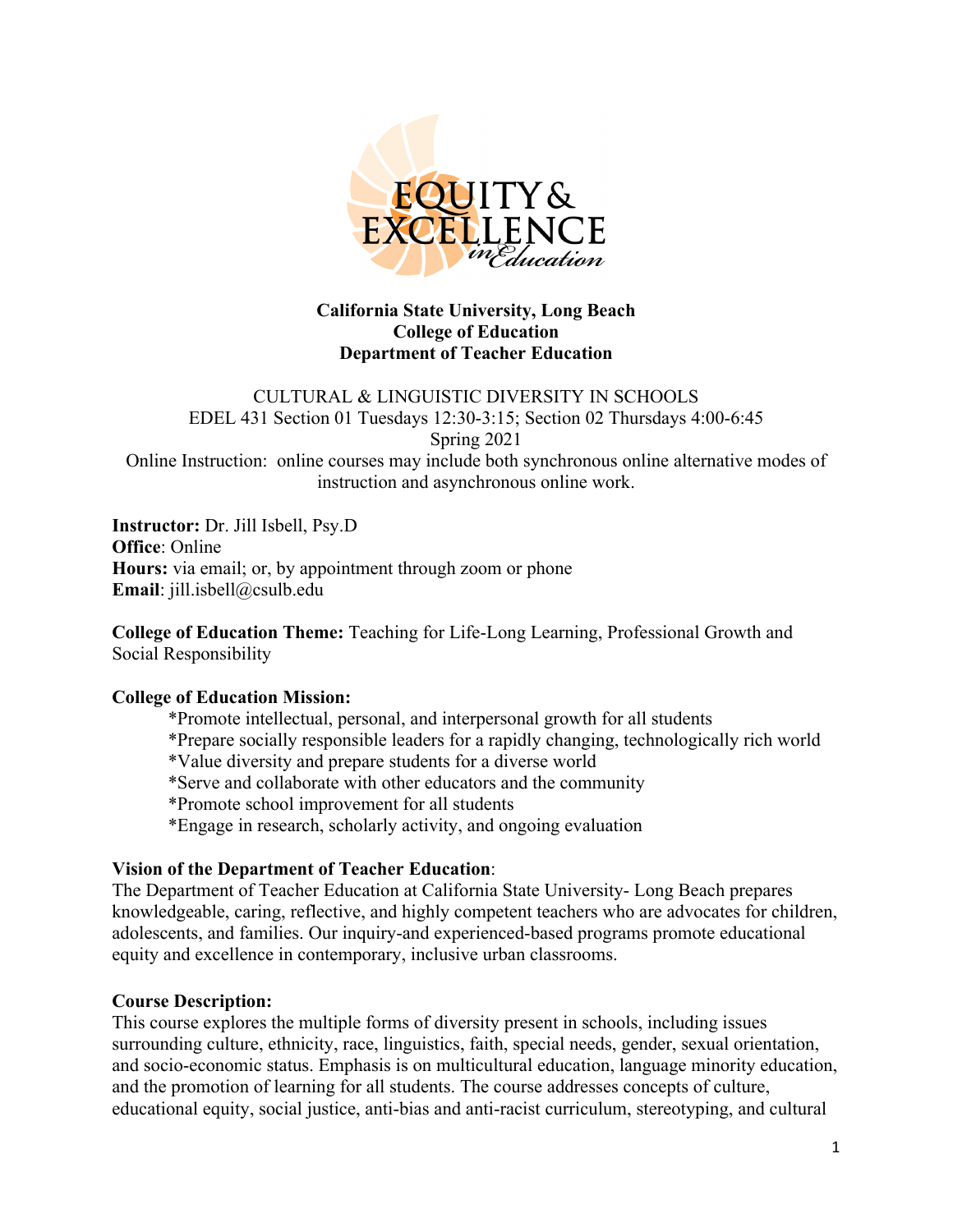**California State University, Long Beach**
**College of Education**
**Department of Teacher Education**

CULTURAL & LINGUISTIC DIVERSITY IN SCHOOLS
EDEL 431 Section 01 Tuesdays 12:30-3:15; Section 02 Thursdays 4:00-6:45
Spring 2021
Online Instruction: online courses may include both synchronous online alternative modes of instruction and asynchronous online work.

**Instructor:** Dr. Jill Isbell, Psy.D
**Office**: Online
**Hours:** via email; or, by appointment through zoom or phone
**Email**: jill.isbell@csulb.edu

**College of Education Theme:** Teaching for Life-Long Learning, Professional Growth and Social Responsibility

**College of Education Mission:**

- *Promote intellectual, personal, and interpersonal growth for all students
- *Prepare socially responsible leaders for a rapidly changing, technologically rich world
- *Value diversity and prepare students for a diverse world
- *Serve and collaborate with other educators and the community
- *Promote school improvement for all students
- *Engage in research, scholarly activity, and ongoing evaluation

**Vision of the Department of Teacher Education**:
The Department of Teacher Education at California State University- Long Beach prepares knowledgeable, caring, reflective, and highly competent teachers who are advocates for children, adolescents, and families. Our inquiry-and experienced-based programs promote educational equity and excellence in contemporary, inclusive urban classrooms.

**Course Description:**
This course explores the multiple forms of diversity present in schools, including issues surrounding culture, ethnicity, race, linguistics, faith, special needs, gender, sexual orientation, and socio-economic status. Emphasis is on multicultural education, language minority education, and the promotion of learning for all students. The course addresses concepts of culture, educational equity, social justice, anti-bias and anti-racist curriculum, stereotyping, and cultural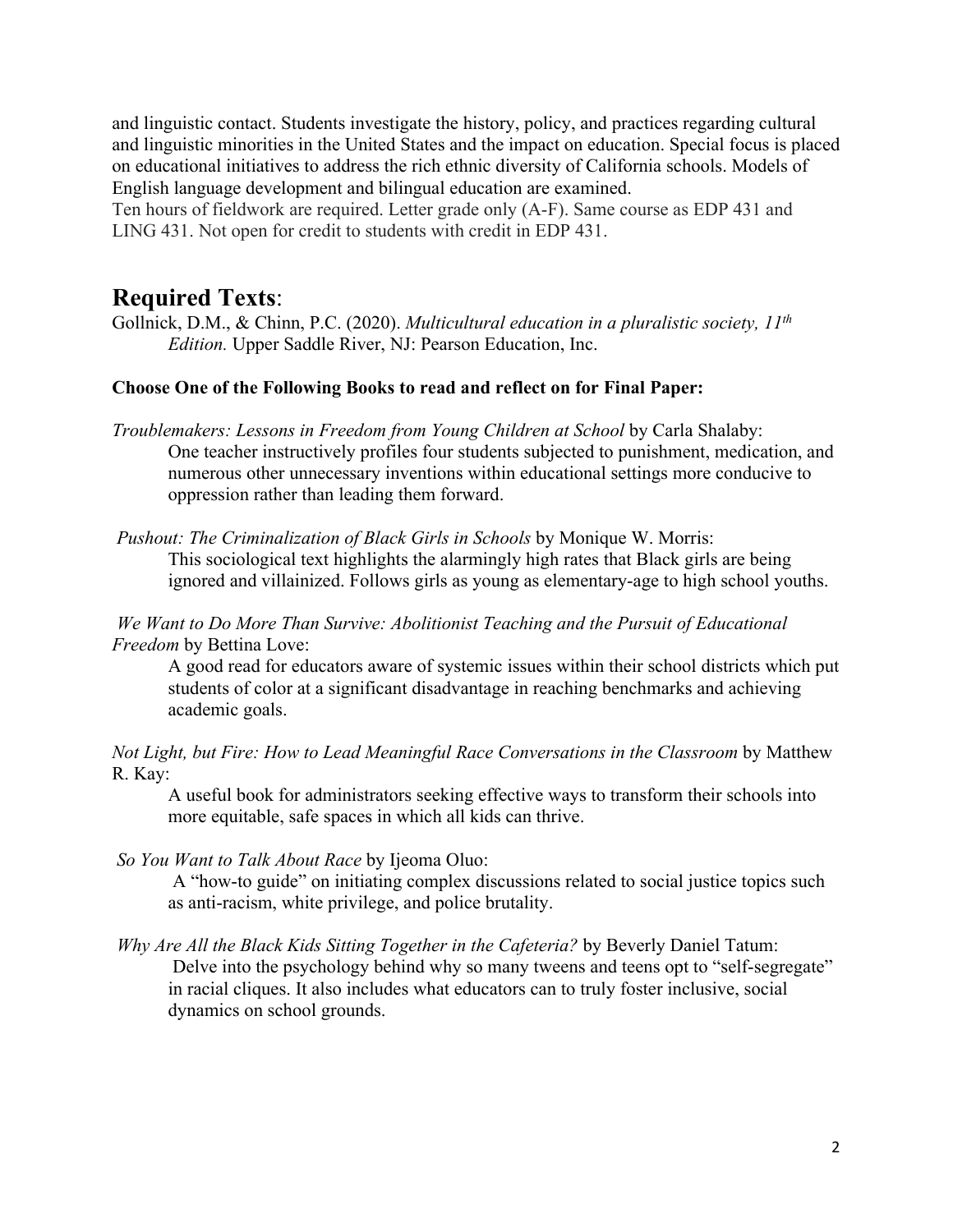and linguistic contact. Students investigate the history, policy, and practices regarding cultural and linguistic minorities in the United States and the impact on education. Special focus is placed on educational initiatives to address the rich ethnic diversity of California schools. Models of English language development and bilingual education are examined.
Ten hours of fieldwork are required. Letter grade only (A-F). Same course as EDP 431 and LING 431. Not open for credit to students with credit in EDP 431.

## Required Texts:

Gollnick, D.M., & Chinn, P.C. (2020). *Multicultural education in a pluralistic society, 11th Edition.* Upper Saddle River, NJ: Pearson Education, Inc.

**Choose One of the Following Books to read and reflect on for Final Paper:**

*Troublemakers: Lessons in Freedom from Young Children at School* by Carla Shalaby:
One teacher instructively profiles four students subjected to punishment, medication, and numerous other unnecessary inventions within educational settings more conducive to oppression rather than leading them forward.

*Pushout: The Criminalization of Black Girls in Schools* by Monique W. Morris:
This sociological text highlights the alarmingly high rates that Black girls are being ignored and villainized. Follows girls as young as elementary-age to high school youths.

*We Want to Do More Than Survive: Abolitionist Teaching and the Pursuit of Educational Freedom* by Bettina Love:
A good read for educators aware of systemic issues within their school districts which put students of color at a significant disadvantage in reaching benchmarks and achieving academic goals.

*Not Light, but Fire: How to Lead Meaningful Race Conversations in the Classroom* by Matthew R. Kay:
A useful book for administrators seeking effective ways to transform their schools into more equitable, safe spaces in which all kids can thrive.

*So You Want to Talk About Race* by Ijeoma Oluo:
A "how-to guide" on initiating complex discussions related to social justice topics such as anti-racism, white privilege, and police brutality.

*Why Are All the Black Kids Sitting Together in the Cafeteria?* by Beverly Daniel Tatum:
Delve into the psychology behind why so many tweens and teens opt to "self-segregate" in racial cliques. It also includes what educators can to truly foster inclusive, social dynamics on school grounds.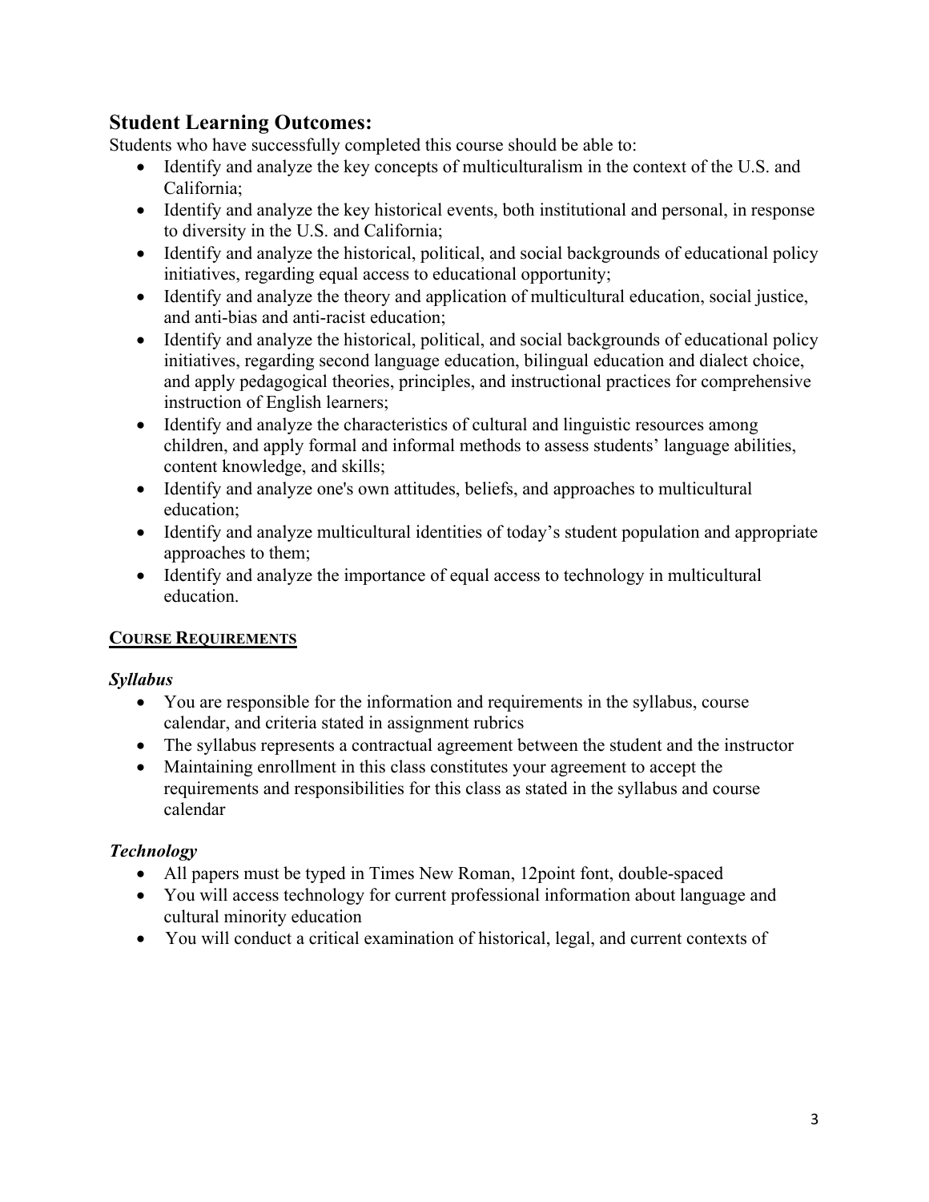## Student Learning Outcomes:

Students who have successfully completed this course should be able to:

- Identify and analyze the key concepts of multiculturalism in the context of the U.S. and California;
- Identify and analyze the key historical events, both institutional and personal, in response to diversity in the U.S. and California;
- Identify and analyze the historical, political, and social backgrounds of educational policy initiatives, regarding equal access to educational opportunity;
- Identify and analyze the theory and application of multicultural education, social justice, and anti-bias and anti-racist education;
- Identify and analyze the historical, political, and social backgrounds of educational policy initiatives, regarding second language education, bilingual education and dialect choice, and apply pedagogical theories, principles, and instructional practices for comprehensive instruction of English learners;
- Identify and analyze the characteristics of cultural and linguistic resources among children, and apply formal and informal methods to assess students' language abilities, content knowledge, and skills;
- Identify and analyze one's own attitudes, beliefs, and approaches to multicultural education;
- Identify and analyze multicultural identities of today's student population and appropriate approaches to them;
- Identify and analyze the importance of equal access to technology in multicultural education.

### COURSE REQUIREMENTS

#### *Syllabus*

- You are responsible for the information and requirements in the syllabus, course calendar, and criteria stated in assignment rubrics
- The syllabus represents a contractual agreement between the student and the instructor
- Maintaining enrollment in this class constitutes your agreement to accept the requirements and responsibilities for this class as stated in the syllabus and course calendar

#### *Technology*

- All papers must be typed in Times New Roman, 12point font, double-spaced
- You will access technology for current professional information about language and cultural minority education
- You will conduct a critical examination of historical, legal, and current contexts of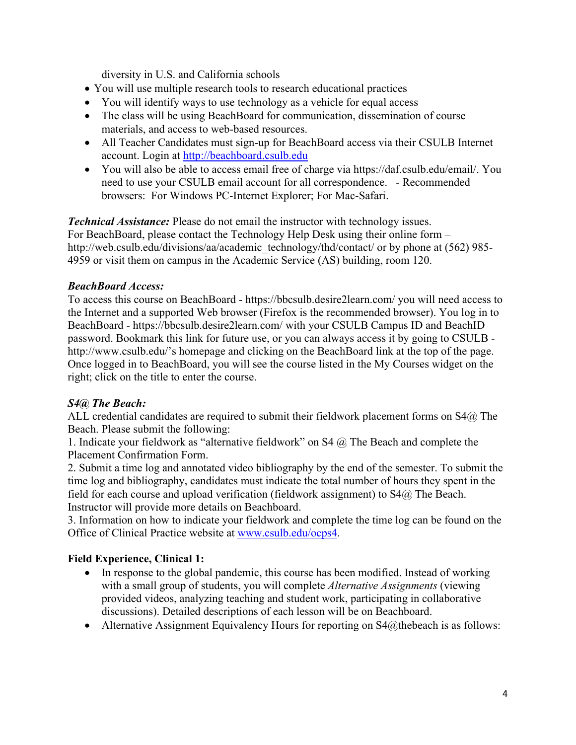diversity in U.S. and California schools

- You will use multiple research tools to research educational practices
- You will identify ways to use technology as a vehicle for equal access
- The class will be using BeachBoard for communication, dissemination of course materials, and access to web-based resources.
- All Teacher Candidates must sign-up for BeachBoard access via their CSULB Internet account. Login at [http://beachboard.csulb.edu](http://beachboard.csulb.edu)
- You will also be able to access email free of charge via https://daf.csulb.edu/email/. You need to use your CSULB email account for all correspondence. - Recommended browsers: For Windows PC-Internet Explorer; For Mac-Safari.

***Technical Assistance:*** Please do not email the instructor with technology issues.
For BeachBoard, please contact the Technology Help Desk using their online form – http://web.csulb.edu/divisions/aa/academic_technology/thd/contact/ or by phone at (562) 985-4959 or visit them on campus in the Academic Service (AS) building, room 120.

***BeachBoard Access:***
To access this course on BeachBoard - https://bbcsulb.desire2learn.com/ you will need access to the Internet and a supported Web browser (Firefox is the recommended browser). You log in to BeachBoard - https://bbcsulb.desire2learn.com/ with your CSULB Campus ID and BeachID password. Bookmark this link for future use, or you can always access it by going to CSULB - http://www.csulb.edu/'s homepage and clicking on the BeachBoard link at the top of the page. Once logged in to BeachBoard, you will see the course listed in the My Courses widget on the right; click on the title to enter the course.

***S4@ The Beach:***
ALL credential candidates are required to submit their fieldwork placement forms on S4@ The Beach. Please submit the following:
1. Indicate your fieldwork as "alternative fieldwork" on S4 @ The Beach and complete the Placement Confirmation Form.
2. Submit a time log and annotated video bibliography by the end of the semester. To submit the time log and bibliography, candidates must indicate the total number of hours they spent in the field for each course and upload verification (fieldwork assignment) to S4@ The Beach. Instructor will provide more details on Beachboard.
3. Information on how to indicate your fieldwork and complete the time log can be found on the Office of Clinical Practice website at [www.csulb.edu/ocps4](www.csulb.edu/ocps4).

**Field Experience, Clinical 1:**

- In response to the global pandemic, this course has been modified. Instead of working with a small group of students, you will complete *Alternative Assignments* (viewing provided videos, analyzing teaching and student work, participating in collaborative discussions). Detailed descriptions of each lesson will be on Beachboard.
- Alternative Assignment Equivalency Hours for reporting on S4@thebeach is as follows: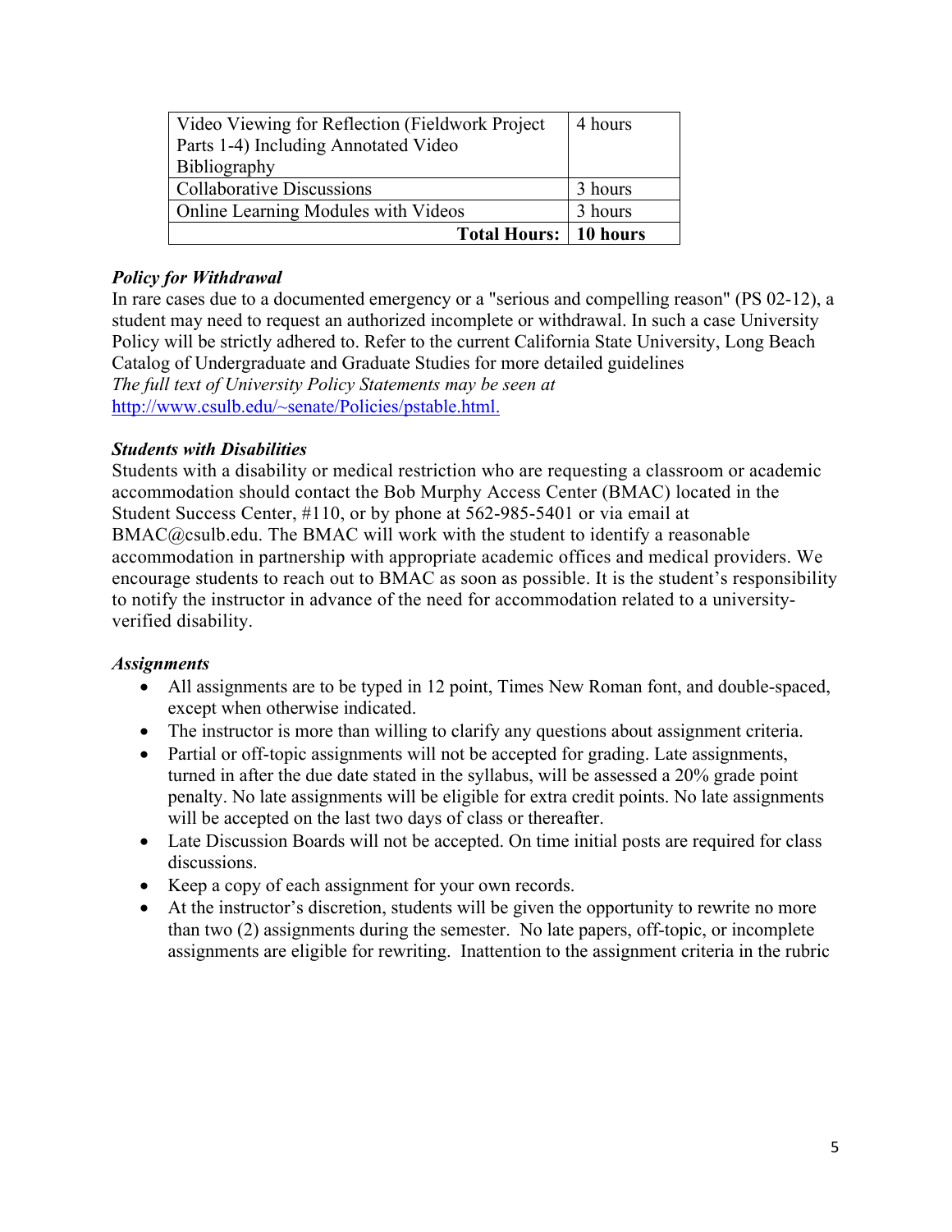| Video Viewing for Reflection (Fieldwork Project Parts 1-4) Including Annotated Video Bibliography | 4 hours |
| --- | --- |
| Collaborative Discussions | 3 hours |
| Online Learning Modules with Videos | 3 hours |
| **Total Hours:** | **10 hours** |

***Policy for Withdrawal***

In rare cases due to a documented emergency or a "serious and compelling reason" (PS 02-12), a student may need to request an authorized incomplete or withdrawal. In such a case University Policy will be strictly adhered to. Refer to the current California State University, Long Beach Catalog of Undergraduate and Graduate Studies for more detailed guidelines
*The full text of University Policy Statements may be seen at*
http://www.csulb.edu/~senate/Policies/pstable.html.

***Students with Disabilities***

Students with a disability or medical restriction who are requesting a classroom or academic accommodation should contact the Bob Murphy Access Center (BMAC) located in the Student Success Center, #110, or by phone at 562-985-5401 or via email at BMAC@csulb.edu. The BMAC will work with the student to identify a reasonable accommodation in partnership with appropriate academic offices and medical providers. We encourage students to reach out to BMAC as soon as possible. It is the student's responsibility to notify the instructor in advance of the need for accommodation related to a university-verified disability.

***Assignments***

- All assignments are to be typed in 12 point, Times New Roman font, and double-spaced, except when otherwise indicated.
- The instructor is more than willing to clarify any questions about assignment criteria.
- Partial or off-topic assignments will not be accepted for grading. Late assignments, turned in after the due date stated in the syllabus, will be assessed a 20% grade point penalty. No late assignments will be eligible for extra credit points. No late assignments will be accepted on the last two days of class or thereafter.
- Late Discussion Boards will not be accepted. On time initial posts are required for class discussions.
- Keep a copy of each assignment for your own records.
- At the instructor's discretion, students will be given the opportunity to rewrite no more than two (2) assignments during the semester. No late papers, off-topic, or incomplete assignments are eligible for rewriting. Inattention to the assignment criteria in the rubric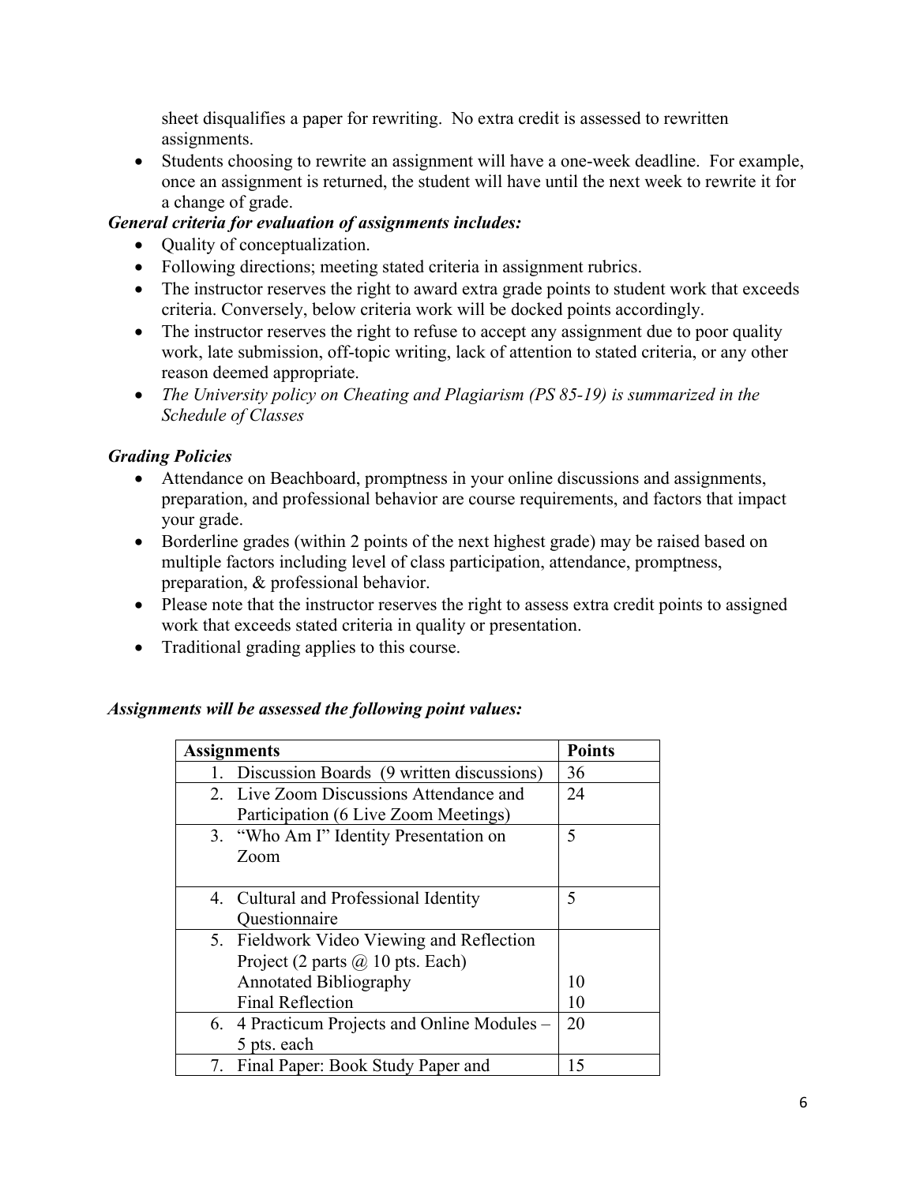sheet disqualifies a paper for rewriting. No extra credit is assessed to rewritten assignments.

- Students choosing to rewrite an assignment will have a one-week deadline. For example, once an assignment is returned, the student will have until the next week to rewrite it for a change of grade.

***General criteria for evaluation of assignments includes:***

- Quality of conceptualization.
- Following directions; meeting stated criteria in assignment rubrics.
- The instructor reserves the right to award extra grade points to student work that exceeds criteria. Conversely, below criteria work will be docked points accordingly.
- The instructor reserves the right to refuse to accept any assignment due to poor quality work, late submission, off-topic writing, lack of attention to stated criteria, or any other reason deemed appropriate.
- *The University policy on Cheating and Plagiarism (PS 85-19) is summarized in the Schedule of Classes*

***Grading Policies***

- Attendance on Beachboard, promptness in your online discussions and assignments, preparation, and professional behavior are course requirements, and factors that impact your grade.
- Borderline grades (within 2 points of the next highest grade) may be raised based on multiple factors including level of class participation, attendance, promptness, preparation, & professional behavior.
- Please note that the instructor reserves the right to assess extra credit points to assigned work that exceeds stated criteria in quality or presentation.
- Traditional grading applies to this course.

***Assignments will be assessed the following point values:***

| Assignments | Points |
|---|---|
| 1. Discussion Boards (9 written discussions) | 36 |
| 2. Live Zoom Discussions Attendance and Participation (6 Live Zoom Meetings) | 24 |
| 3. "Who Am I" Identity Presentation on Zoom | 5 |
| 4. Cultural and Professional Identity Questionnaire | 5 |
| 5. Fieldwork Video Viewing and Reflection Project (2 parts @ 10 pts. Each)<br>Annotated Bibliography<br>Final Reflection | <br><br>10<br>10 |
| 6. 4 Practicum Projects and Online Modules – 5 pts. each | 20 |
| 7. Final Paper: Book Study Paper and | 15 |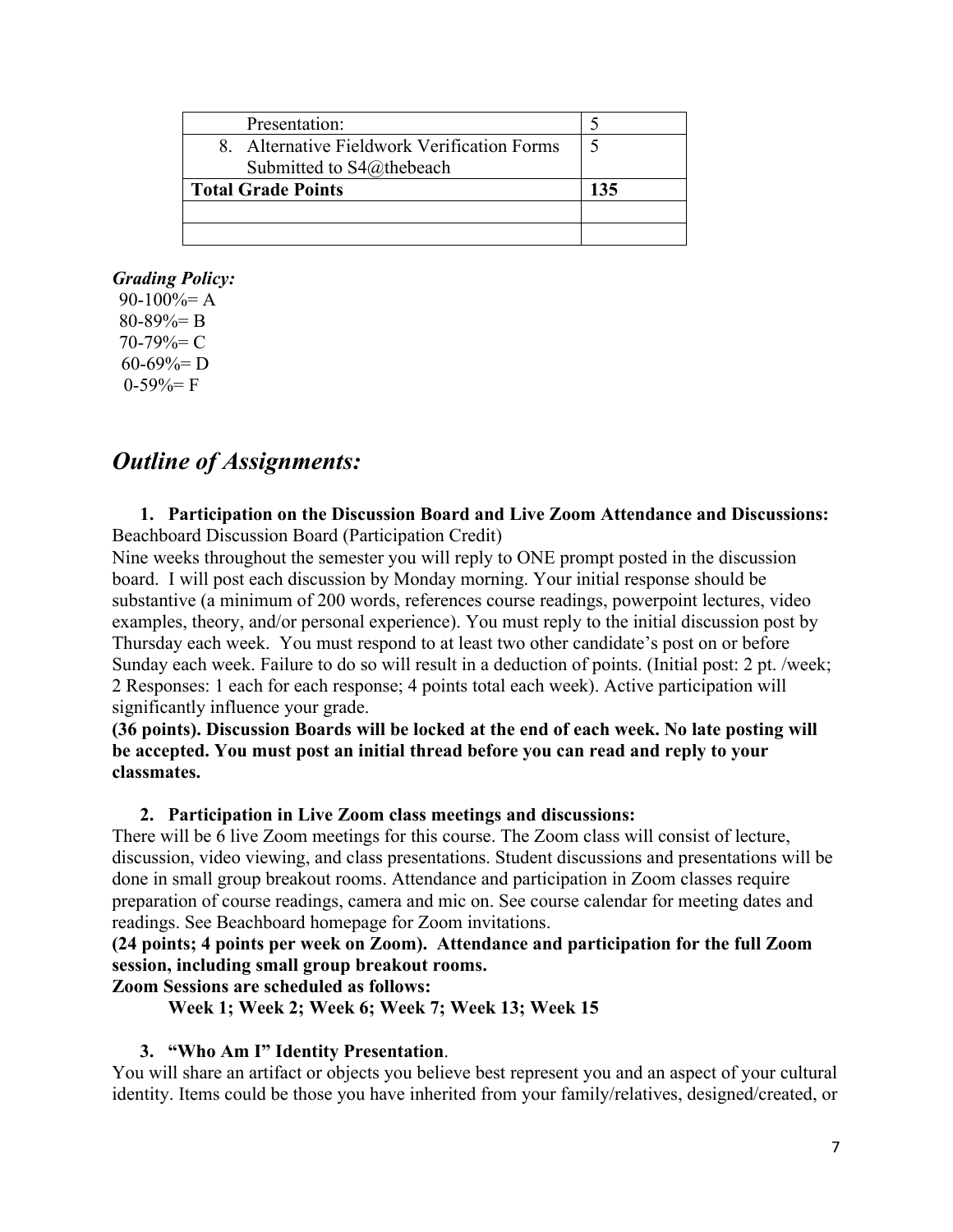| | |
|---|---|
| Presentation: | 5 |
| 8. Alternative Fieldwork Verification Forms Submitted to S4@thebeach | 5 |
| **Total Grade Points** | **135** |
| | |
| | |

***Grading Policy:***

90-100%= A
80-89%= B
70-79%= C
60-69%= D
0-59%= F

## *Outline of Assignments:*

1. **Participation on the Discussion Board and Live Zoom Attendance and Discussions:**

Beachboard Discussion Board (Participation Credit)
Nine weeks throughout the semester you will reply to ONE prompt posted in the discussion board. I will post each discussion by Monday morning. Your initial response should be substantive (a minimum of 200 words, references course readings, powerpoint lectures, video examples, theory, and/or personal experience). You must reply to the initial discussion post by Thursday each week. You must respond to at least two other candidate's post on or before Sunday each week. Failure to do so will result in a deduction of points. (Initial post: 2 pt. /week; 2 Responses: 1 each for each response; 4 points total each week). Active participation will significantly influence your grade.
**(36 points). Discussion Boards will be locked at the end of each week. No late posting will be accepted. You must post an initial thread before you can read and reply to your classmates.**

2. **Participation in Live Zoom class meetings and discussions:**

There will be 6 live Zoom meetings for this course. The Zoom class will consist of lecture, discussion, video viewing, and class presentations. Student discussions and presentations will be done in small group breakout rooms. Attendance and participation in Zoom classes require preparation of course readings, camera and mic on. See course calendar for meeting dates and readings. See Beachboard homepage for Zoom invitations.
**(24 points; 4 points per week on Zoom). Attendance and participation for the full Zoom session, including small group breakout rooms.**
**Zoom Sessions are scheduled as follows:**

**Week 1; Week 2; Week 6; Week 7; Week 13; Week 15**

3. **"Who Am I" Identity Presentation**.

You will share an artifact or objects you believe best represent you and an aspect of your cultural identity. Items could be those you have inherited from your family/relatives, designed/created, or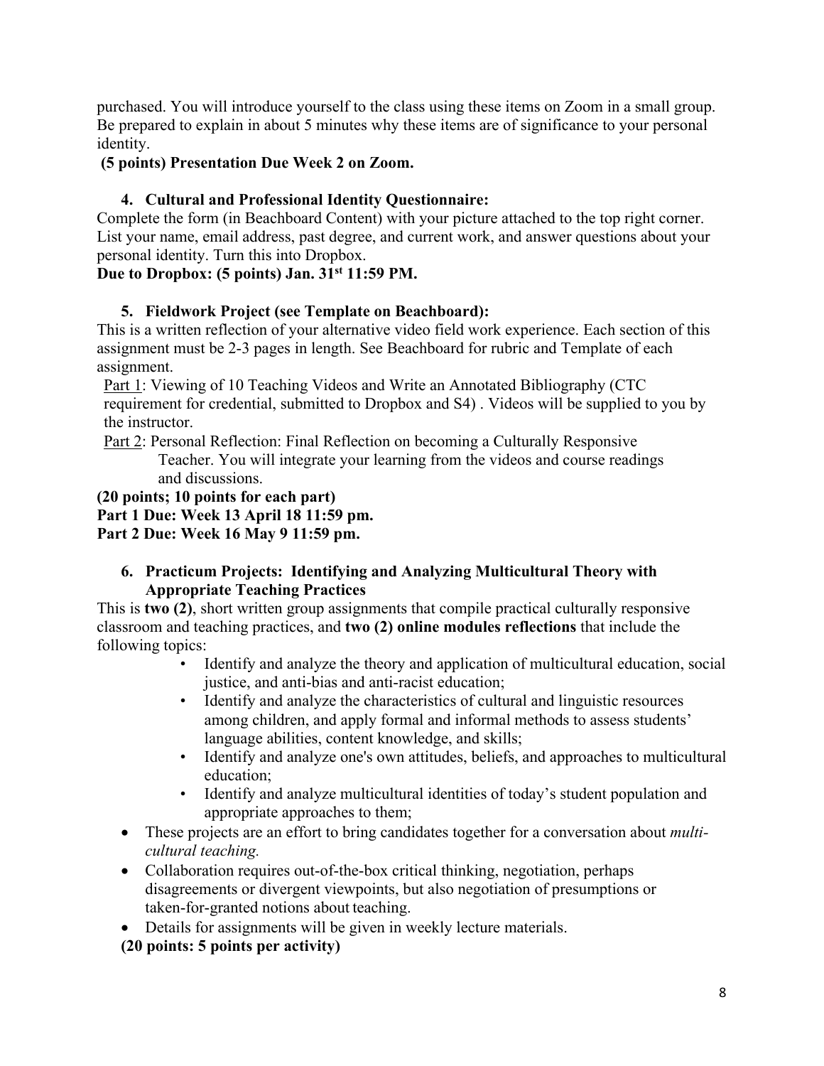purchased. You will introduce yourself to the class using these items on Zoom in a small group. Be prepared to explain in about 5 minutes why these items are of significance to your personal identity.

**(5 points) Presentation Due Week 2 on Zoom.**

4. **Cultural and Professional Identity Questionnaire:**

Complete the form (in Beachboard Content) with your picture attached to the top right corner. List your name, email address, past degree, and current work, and answer questions about your personal identity. Turn this into Dropbox.

**Due to Dropbox: (5 points) Jan. 31st 11:59 PM.**

5. **Fieldwork Project (see Template on Beachboard):**

This is a written reflection of your alternative video field work experience. Each section of this assignment must be 2-3 pages in length. See Beachboard for rubric and Template of each assignment.

Part 1: Viewing of 10 Teaching Videos and Write an Annotated Bibliography (CTC requirement for credential, submitted to Dropbox and S4) . Videos will be supplied to you by the instructor.

Part 2: Personal Reflection: Final Reflection on becoming a Culturally Responsive Teacher. You will integrate your learning from the videos and course readings and discussions.

**(20 points; 10 points for each part)**
**Part 1 Due: Week 13 April 18 11:59 pm.**
**Part 2 Due: Week 16 May 9 11:59 pm.**

6. **Practicum Projects: Identifying and Analyzing Multicultural Theory with Appropriate Teaching Practices**

This is **two (2)**, short written group assignments that compile practical culturally responsive classroom and teaching practices, and **two (2) online modules reflections** that include the following topics:

- Identify and analyze the theory and application of multicultural education, social justice, and anti-bias and anti-racist education;
- Identify and analyze the characteristics of cultural and linguistic resources among children, and apply formal and informal methods to assess students' language abilities, content knowledge, and skills;
- Identify and analyze one's own attitudes, beliefs, and approaches to multicultural education;
- Identify and analyze multicultural identities of today's student population and appropriate approaches to them;

- These projects are an effort to bring candidates together for a conversation about *multi-cultural teaching.*
- Collaboration requires out-of-the-box critical thinking, negotiation, perhaps disagreements or divergent viewpoints, but also negotiation of presumptions or taken-for-granted notions about teaching.
- Details for assignments will be given in weekly lecture materials.

**(20 points: 5 points per activity)**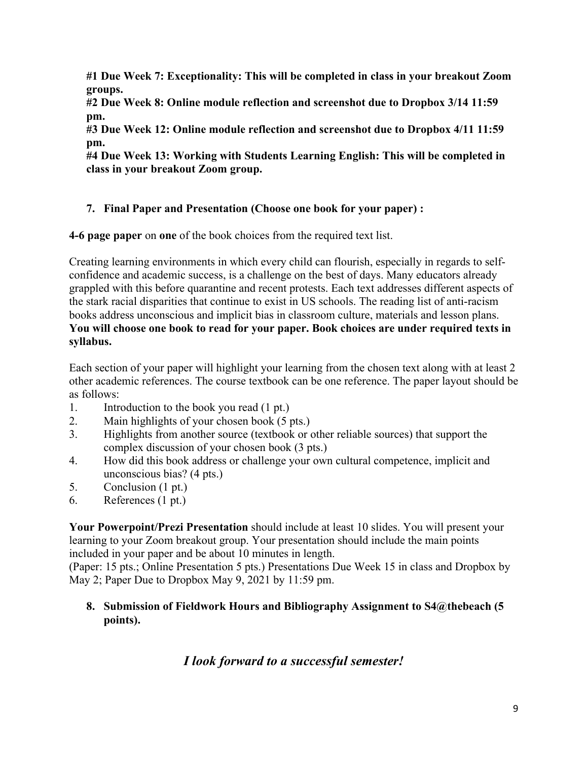**#1 Due Week 7: Exceptionality: This will be completed in class in your breakout Zoom groups.**
**#2 Due Week 8: Online module reflection and screenshot due to Dropbox 3/14 11:59 pm.**
**#3 Due Week 12: Online module reflection and screenshot due to Dropbox 4/11 11:59 pm.**
**#4 Due Week 13: Working with Students Learning English: This will be completed in class in your breakout Zoom group.**

7. **Final Paper and Presentation (Choose one book for your paper) :**

**4-6 page paper** on **one** of the book choices from the required text list.

Creating learning environments in which every child can flourish, especially in regards to self-confidence and academic success, is a challenge on the best of days. Many educators already grappled with this before quarantine and recent protests. Each text addresses different aspects of the stark racial disparities that continue to exist in US schools. The reading list of anti-racism books address unconscious and implicit bias in classroom culture, materials and lesson plans. **You will choose one book to read for your paper. Book choices are under required texts in syllabus.**

Each section of your paper will highlight your learning from the chosen text along with at least 2 other academic references. The course textbook can be one reference. The paper layout should be as follows:

1. Introduction to the book you read (1 pt.)
2. Main highlights of your chosen book (5 pts.)
3. Highlights from another source (textbook or other reliable sources) that support the complex discussion of your chosen book (3 pts.)
4. How did this book address or challenge your own cultural competence, implicit and unconscious bias? (4 pts.)
5. Conclusion (1 pt.)
6. References (1 pt.)

**Your Powerpoint/Prezi Presentation** should include at least 10 slides. You will present your learning to your Zoom breakout group. Your presentation should include the main points included in your paper and be about 10 minutes in length.
(Paper: 15 pts.; Online Presentation 5 pts.) Presentations Due Week 15 in class and Dropbox by May 2; Paper Due to Dropbox May 9, 2021 by 11:59 pm.

8. **Submission of Fieldwork Hours and Bibliography Assignment to S4@thebeach (5 points).**

***I look forward to a successful semester!***